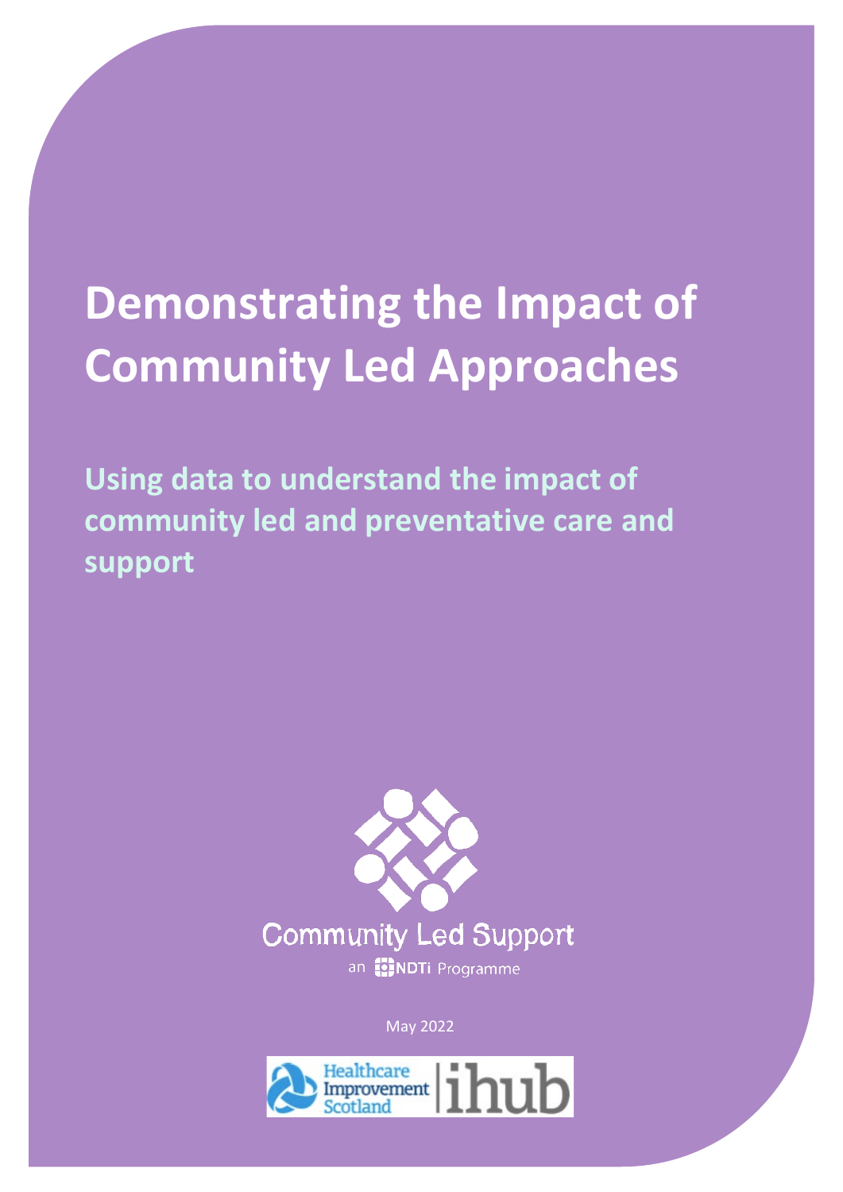# Demonstrating the Impact of Community Led Approaches

## Using data to understand the impact of community led and preventative care and support

Community Led Support

an NDTi Programme

May 2022

Healthcare Improvement Scotland | ihub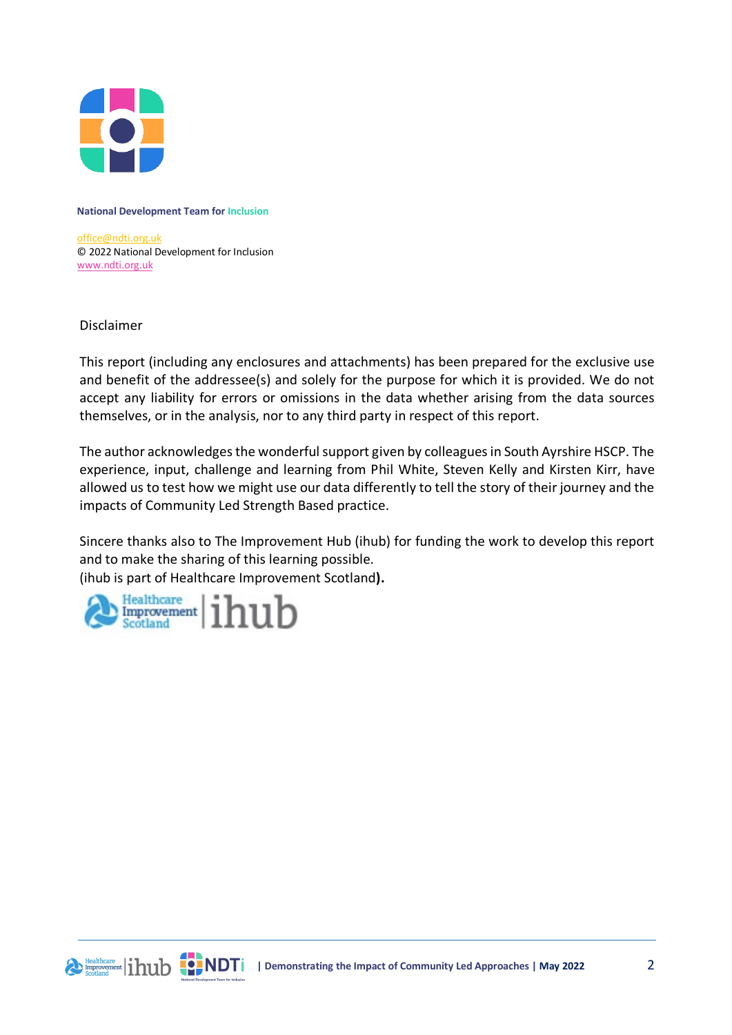National Development Team for Inclusion

office@ndti.org.uk
© 2022 National Development for Inclusion
www.ndti.org.uk

Disclaimer

This report (including any enclosures and attachments) has been prepared for the exclusive use and benefit of the addressee(s) and solely for the purpose for which it is provided. We do not accept any liability for errors or omissions in the data whether arising from the data sources themselves, or in the analysis, nor to any third party in respect of this report.

The author acknowledges the wonderful support given by colleagues in South Ayrshire HSCP. The experience, input, challenge and learning from Phil White, Steven Kelly and Kirsten Kirr, have allowed us to test how we might use our data differently to tell the story of their journey and the impacts of Community Led Strength Based practice.

Sincere thanks also to The Improvement Hub (ihub) for funding the work to develop this report and to make the sharing of this learning possible.
(ihub is part of Healthcare Improvement Scotland**).**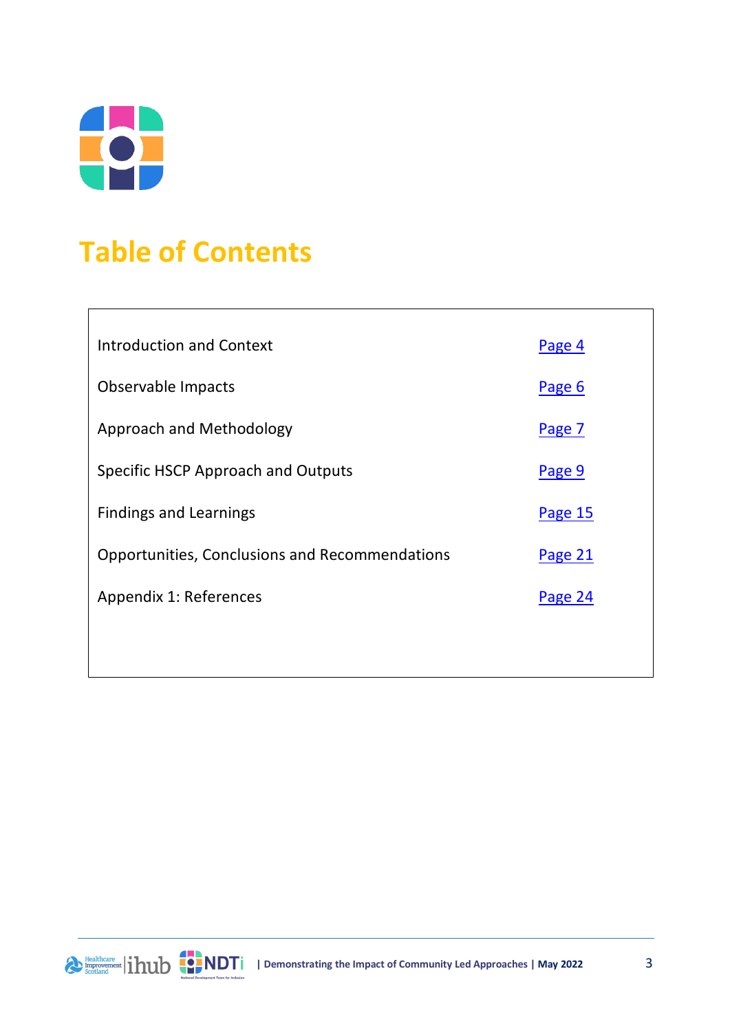# Table of Contents

| | |
|---|---|
| Introduction and Context | Page 4 |
| Observable Impacts | Page 6 |
| Approach and Methodology | Page 7 |
| Specific HSCP Approach and Outputs | Page 9 |
| Findings and Learnings | Page 15 |
| Opportunities, Conclusions and Recommendations | Page 21 |
| Appendix 1: References | Page 24 |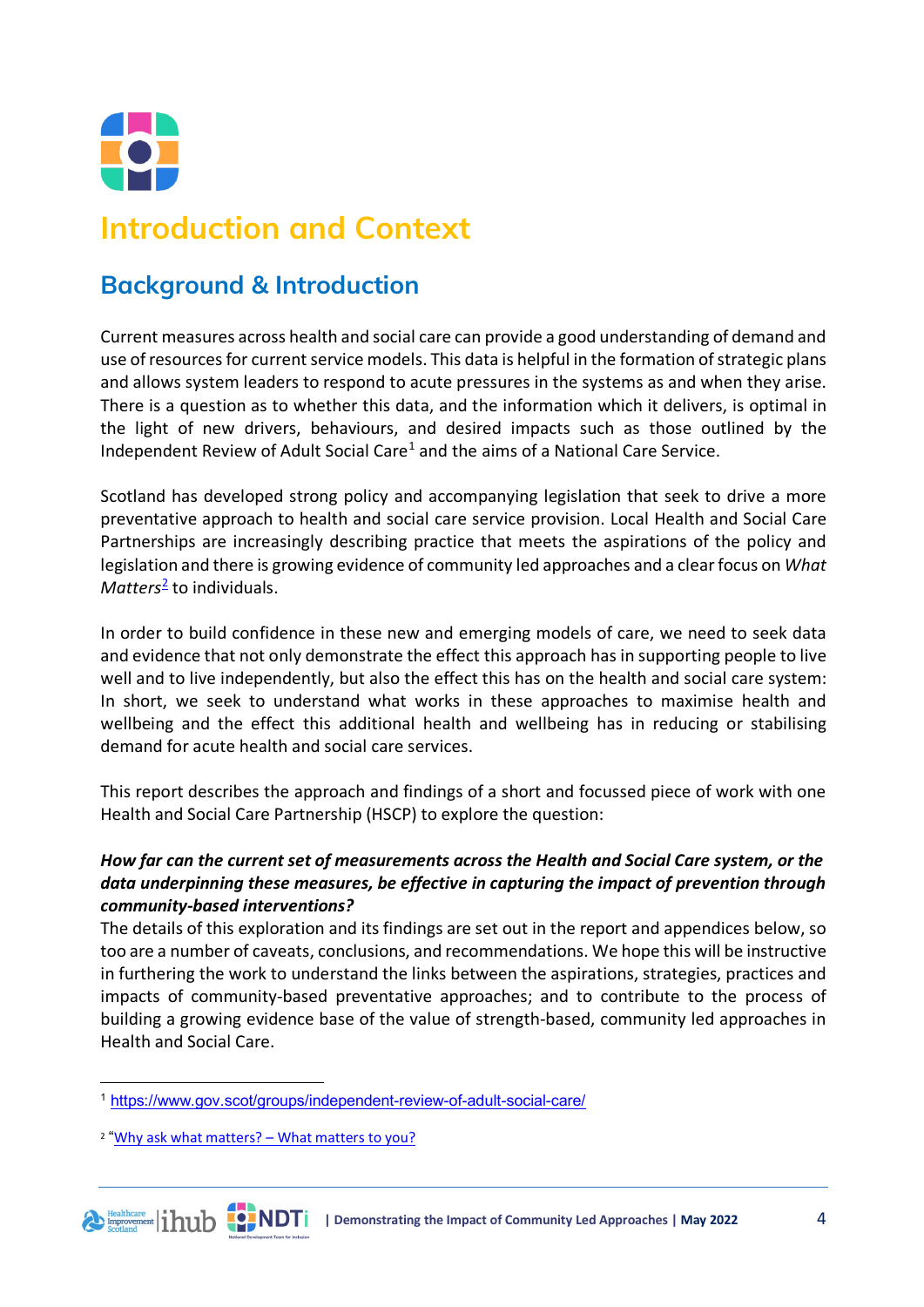# Introduction and Context

## Background & Introduction

Current measures across health and social care can provide a good understanding of demand and use of resources for current service models. This data is helpful in the formation of strategic plans and allows system leaders to respond to acute pressures in the systems as and when they arise. There is a question as to whether this data, and the information which it delivers, is optimal in the light of new drivers, behaviours, and desired impacts such as those outlined by the Independent Review of Adult Social Care[1] and the aims of a National Care Service.

Scotland has developed strong policy and accompanying legislation that seek to drive a more preventative approach to health and social care service provision. Local Health and Social Care Partnerships are increasingly describing practice that meets the aspirations of the policy and legislation and there is growing evidence of community led approaches and a clear focus on *What Matters*[2] to individuals.

In order to build confidence in these new and emerging models of care, we need to seek data and evidence that not only demonstrate the effect this approach has in supporting people to live well and to live independently, but also the effect this has on the health and social care system: In short, we seek to understand what works in these approaches to maximise health and wellbeing and the effect this additional health and wellbeing has in reducing or stabilising demand for acute health and social care services.

This report describes the approach and findings of a short and focussed piece of work with one Health and Social Care Partnership (HSCP) to explore the question:

***How far can the current set of measurements across the Health and Social Care system, or the data underpinning these measures, be effective in capturing the impact of prevention through community-based interventions?***

The details of this exploration and its findings are set out in the report and appendices below, so too are a number of caveats, conclusions, and recommendations. We hope this will be instructive in furthering the work to understand the links between the aspirations, strategies, practices and impacts of community-based preventative approaches; and to contribute to the process of building a growing evidence base of the value of strength-based, community led approaches in Health and Social Care.

---

[1] https://www.gov.scot/groups/independent-review-of-adult-social-care/

[2] "Why ask what matters? – What matters to you?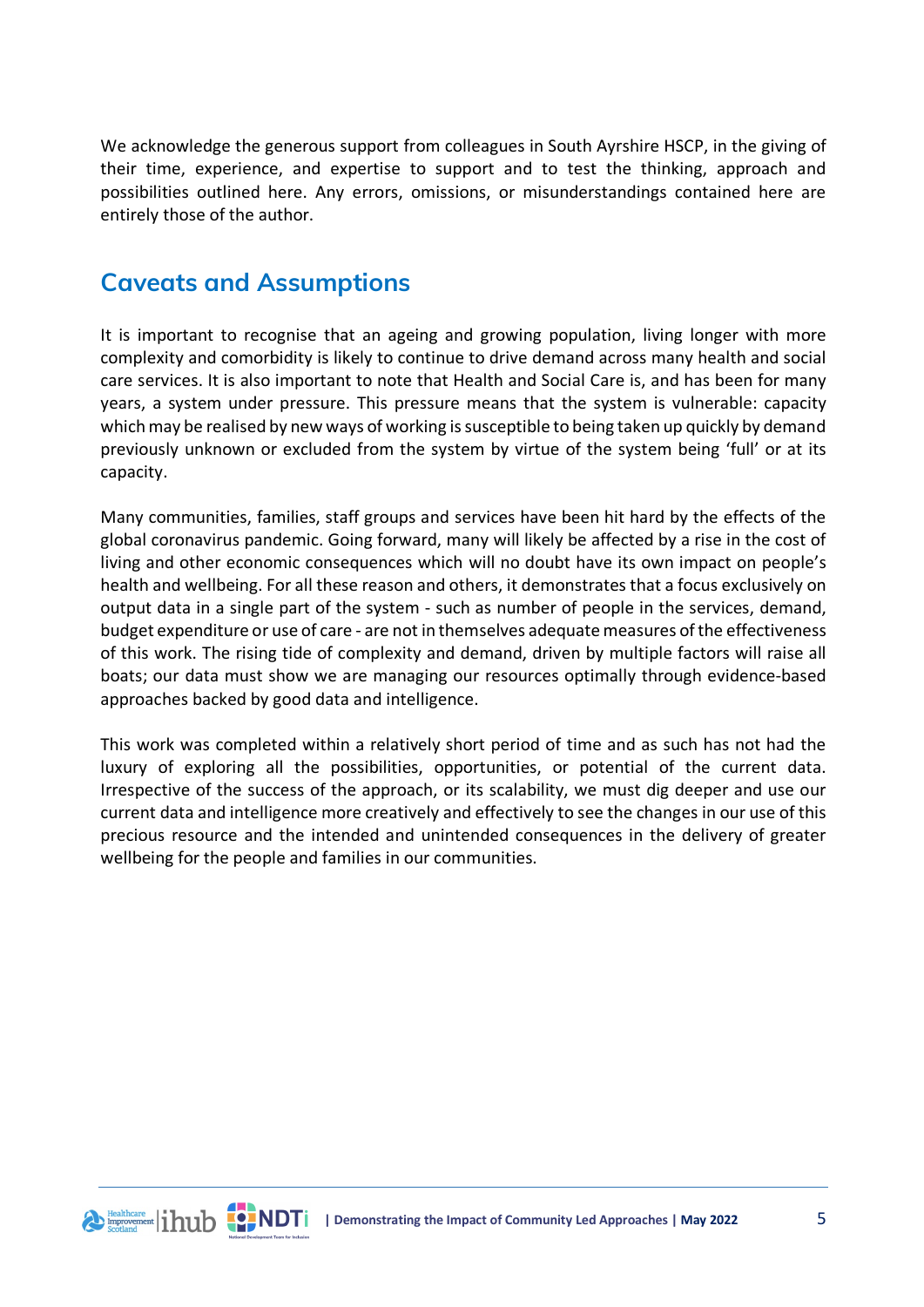We acknowledge the generous support from colleagues in South Ayrshire HSCP, in the giving of their time, experience, and expertise to support and to test the thinking, approach and possibilities outlined here. Any errors, omissions, or misunderstandings contained here are entirely those of the author.

## Caveats and Assumptions

It is important to recognise that an ageing and growing population, living longer with more complexity and comorbidity is likely to continue to drive demand across many health and social care services. It is also important to note that Health and Social Care is, and has been for many years, a system under pressure. This pressure means that the system is vulnerable: capacity which may be realised by new ways of working is susceptible to being taken up quickly by demand previously unknown or excluded from the system by virtue of the system being 'full' or at its capacity.

Many communities, families, staff groups and services have been hit hard by the effects of the global coronavirus pandemic. Going forward, many will likely be affected by a rise in the cost of living and other economic consequences which will no doubt have its own impact on people's health and wellbeing. For all these reason and others, it demonstrates that a focus exclusively on output data in a single part of the system - such as number of people in the services, demand, budget expenditure or use of care - are not in themselves adequate measures of the effectiveness of this work. The rising tide of complexity and demand, driven by multiple factors will raise all boats; our data must show we are managing our resources optimally through evidence-based approaches backed by good data and intelligence.

This work was completed within a relatively short period of time and as such has not had the luxury of exploring all the possibilities, opportunities, or potential of the current data. Irrespective of the success of the approach, or its scalability, we must dig deeper and use our current data and intelligence more creatively and effectively to see the changes in our use of this precious resource and the intended and unintended consequences in the delivery of greater wellbeing for the people and families in our communities.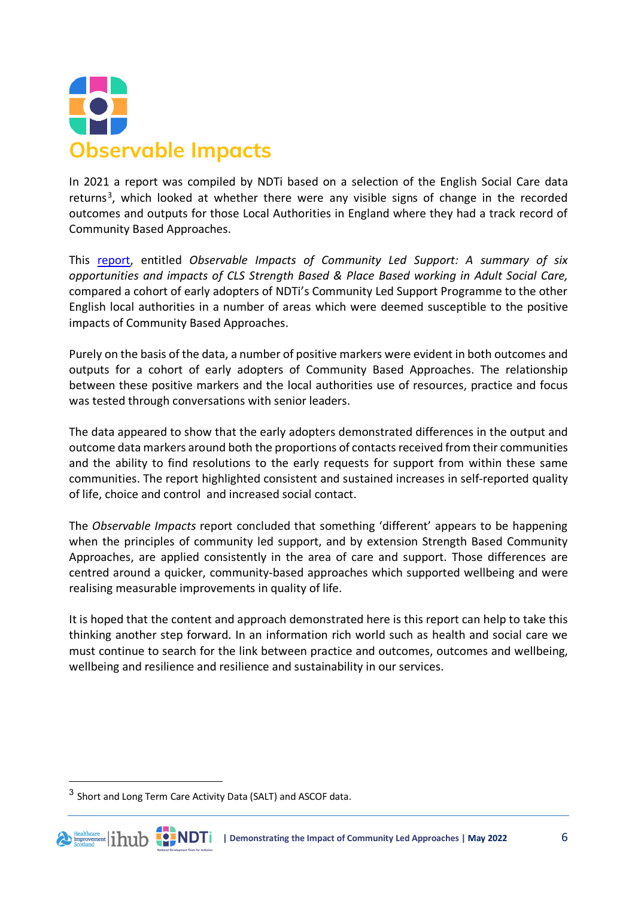# Observable Impacts

In 2021 a report was compiled by NDTi based on a selection of the English Social Care data returns[3], which looked at whether there were any visible signs of change in the recorded outcomes and outputs for those Local Authorities in England where they had a track record of Community Based Approaches.

This report, entitled *Observable Impacts of Community Led Support: A summary of six opportunities and impacts of CLS Strength Based & Place Based working in Adult Social Care,* compared a cohort of early adopters of NDTi's Community Led Support Programme to the other English local authorities in a number of areas which were deemed susceptible to the positive impacts of Community Based Approaches.

Purely on the basis of the data, a number of positive markers were evident in both outcomes and outputs for a cohort of early adopters of Community Based Approaches. The relationship between these positive markers and the local authorities use of resources, practice and focus was tested through conversations with senior leaders.

The data appeared to show that the early adopters demonstrated differences in the output and outcome data markers around both the proportions of contacts received from their communities and the ability to find resolutions to the early requests for support from within these same communities. The report highlighted consistent and sustained increases in self-reported quality of life, choice and control and increased social contact.

The *Observable Impacts* report concluded that something 'different' appears to be happening when the principles of community led support, and by extension Strength Based Community Approaches, are applied consistently in the area of care and support. Those differences are centred around a quicker, community-based approaches which supported wellbeing and were realising measurable improvements in quality of life.

It is hoped that the content and approach demonstrated here is this report can help to take this thinking another step forward. In an information rich world such as health and social care we must continue to search for the link between practice and outcomes, outcomes and wellbeing, wellbeing and resilience and resilience and sustainability in our services.

[3] Short and Long Term Care Activity Data (SALT) and ASCOF data.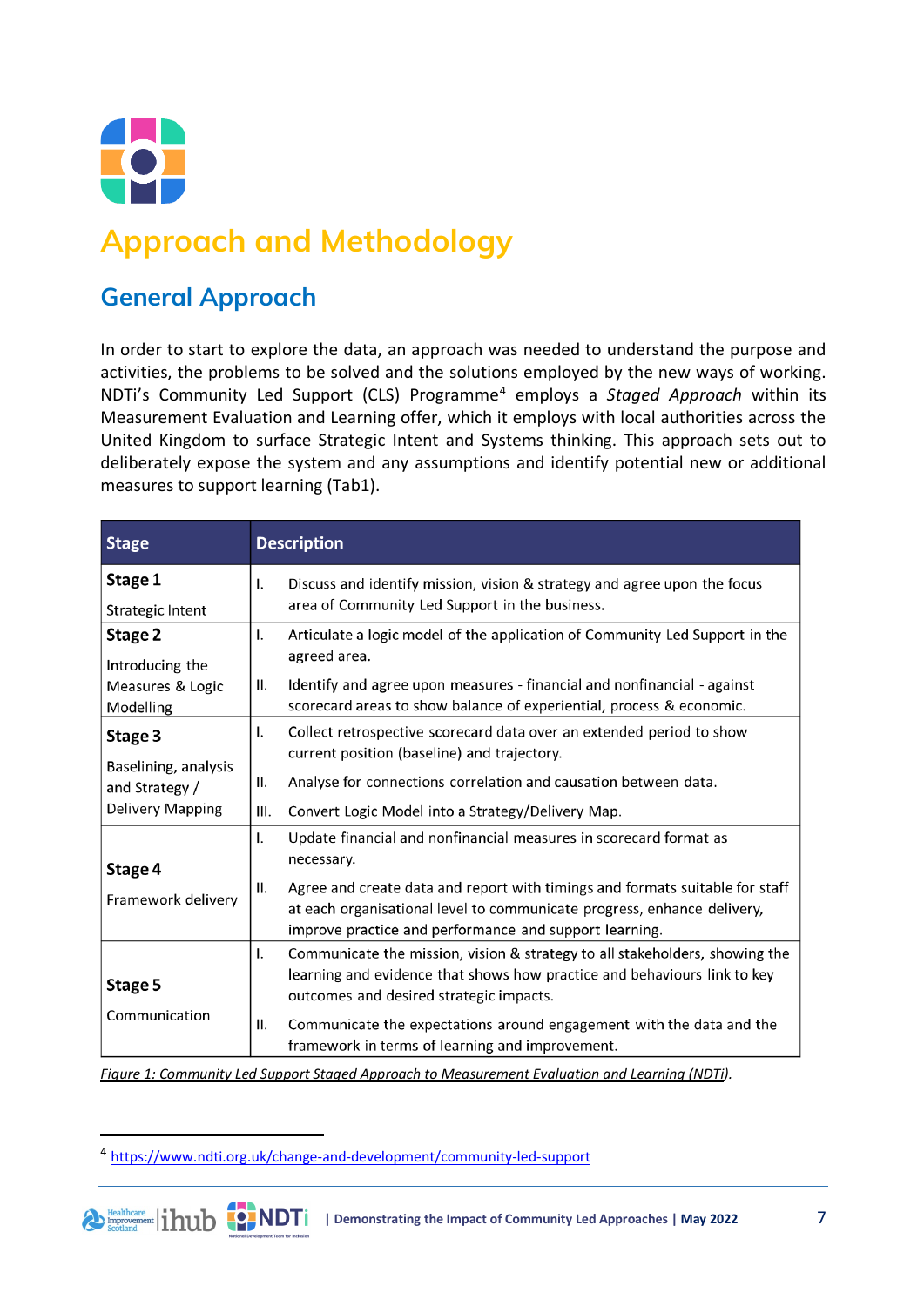# Approach and Methodology

## General Approach

In order to start to explore the data, an approach was needed to understand the purpose and activities, the problems to be solved and the solutions employed by the new ways of working. NDTi's Community Led Support (CLS) Programme[4] employs a *Staged Approach* within its Measurement Evaluation and Learning offer, which it employs with local authorities across the United Kingdom to surface Strategic Intent and Systems thinking. This approach sets out to deliberately expose the system and any assumptions and identify potential new or additional measures to support learning (Tab1).

| Stage | Description |
|---|---|
| **Stage 1**<br>Strategic Intent | I. Discuss and identify mission, vision & strategy and agree upon the focus area of Community Led Support in the business. |
| **Stage 2**<br>Introducing the Measures & Logic Modelling | I. Articulate a logic model of the application of Community Led Support in the agreed area.<br>II. Identify and agree upon measures - financial and nonfinancial - against scorecard areas to show balance of experiential, process & economic. |
| **Stage 3**<br>Baselining, analysis and Strategy / Delivery Mapping | I. Collect retrospective scorecard data over an extended period to show current position (baseline) and trajectory.<br>II. Analyse for connections correlation and causation between data.<br>III. Convert Logic Model into a Strategy/Delivery Map. |
| **Stage 4**<br>Framework delivery | I. Update financial and nonfinancial measures in scorecard format as necessary.<br>II. Agree and create data and report with timings and formats suitable for staff at each organisational level to communicate progress, enhance delivery, improve practice and performance and support learning. |
| **Stage 5**<br>Communication | I. Communicate the mission, vision & strategy to all stakeholders, showing the learning and evidence that shows how practice and behaviours link to key outcomes and desired strategic impacts.<br>II. Communicate the expectations around engagement with the data and the framework in terms of learning and improvement. |

*Figure 1: Community Led Support Staged Approach to Measurement Evaluation and Learning (NDTi).*

[4] https://www.ndti.org.uk/change-and-development/community-led-support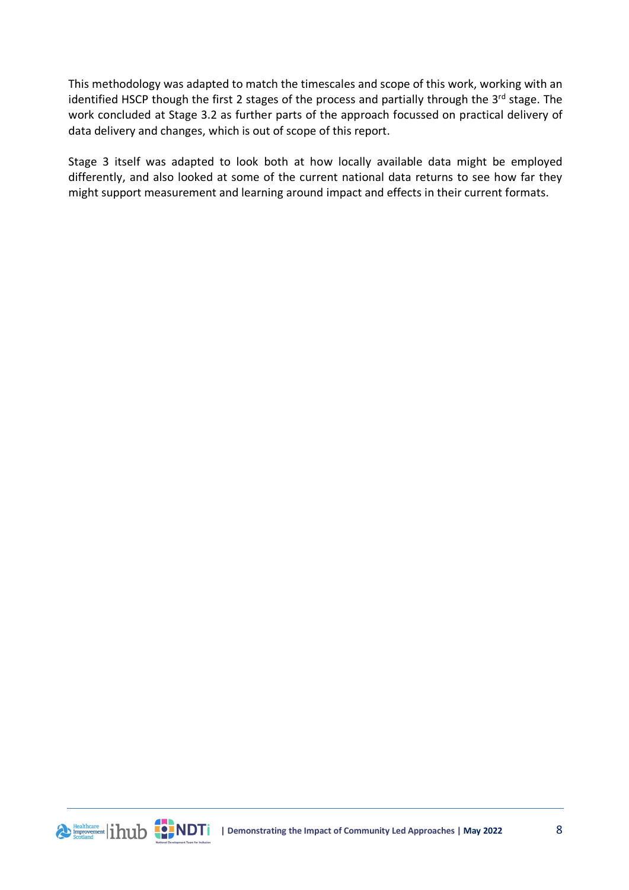This methodology was adapted to match the timescales and scope of this work, working with an identified HSCP though the first 2 stages of the process and partially through the 3rd stage. The work concluded at Stage 3.2 as further parts of the approach focussed on practical delivery of data delivery and changes, which is out of scope of this report.

Stage 3 itself was adapted to look both at how locally available data might be employed differently, and also looked at some of the current national data returns to see how far they might support measurement and learning around impact and effects in their current formats.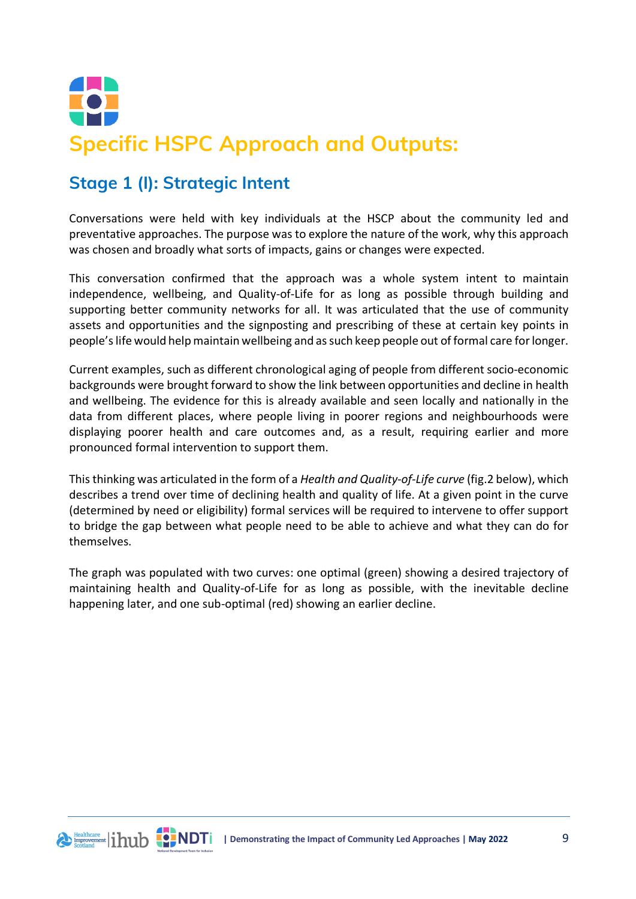# Specific HSPC Approach and Outputs:

## Stage 1 (I): Strategic Intent

Conversations were held with key individuals at the HSCP about the community led and preventative approaches. The purpose was to explore the nature of the work, why this approach was chosen and broadly what sorts of impacts, gains or changes were expected.

This conversation confirmed that the approach was a whole system intent to maintain independence, wellbeing, and Quality-of-Life for as long as possible through building and supporting better community networks for all. It was articulated that the use of community assets and opportunities and the signposting and prescribing of these at certain key points in people's life would help maintain wellbeing and as such keep people out of formal care for longer.

Current examples, such as different chronological aging of people from different socio-economic backgrounds were brought forward to show the link between opportunities and decline in health and wellbeing. The evidence for this is already available and seen locally and nationally in the data from different places, where people living in poorer regions and neighbourhoods were displaying poorer health and care outcomes and, as a result, requiring earlier and more pronounced formal intervention to support them.

This thinking was articulated in the form of a *Health and Quality-of-Life curve* (fig.2 below), which describes a trend over time of declining health and quality of life. At a given point in the curve (determined by need or eligibility) formal services will be required to intervene to offer support to bridge the gap between what people need to be able to achieve and what they can do for themselves.

The graph was populated with two curves: one optimal (green) showing a desired trajectory of maintaining health and Quality-of-Life for as long as possible, with the inevitable decline happening later, and one sub-optimal (red) showing an earlier decline.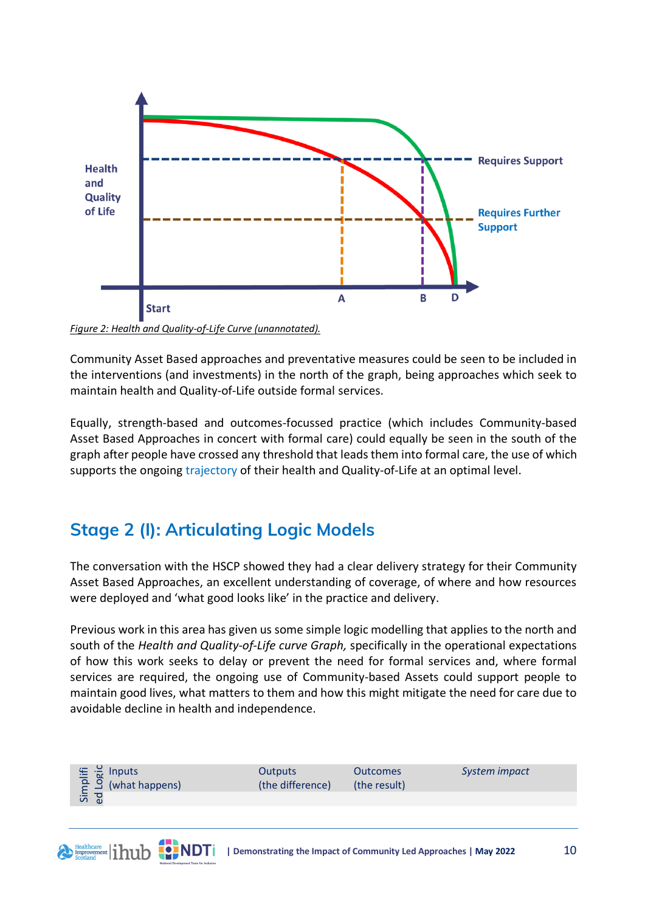Figure 2: Health and Quality-of-Life Curve (unannotated).

Community Asset Based approaches and preventative measures could be seen to be included in the interventions (and investments) in the north of the graph, being approaches which seek to maintain health and Quality-of-Life outside formal services.

Equally, strength-based and outcomes-focussed practice (which includes Community-based Asset Based Approaches in concert with formal care) could equally be seen in the south of the graph after people have crossed any threshold that leads them into formal care, the use of which supports the ongoing trajectory of their health and Quality-of-Life at an optimal level.

## Stage 2 (I): Articulating Logic Models

The conversation with the HSCP showed they had a clear delivery strategy for their Community Asset Based Approaches, an excellent understanding of coverage, of where and how resources were deployed and 'what good looks like' in the practice and delivery.

Previous work in this area has given us some simple logic modelling that applies to the north and south of the *Health and Quality-of-Life curve Graph,* specifically in the operational expectations of how this work seeks to delay or prevent the need for formal services and, where formal services are required, the ongoing use of Community-based Assets could support people to maintain good lives, what matters to them and how this might mitigate the need for care due to avoidable decline in health and independence.

| Simplified Logic | Inputs (what happens) | Outputs (the difference) | Outcomes (the result) | *System impact* |
|---|---|---|---|---|
| | | | | |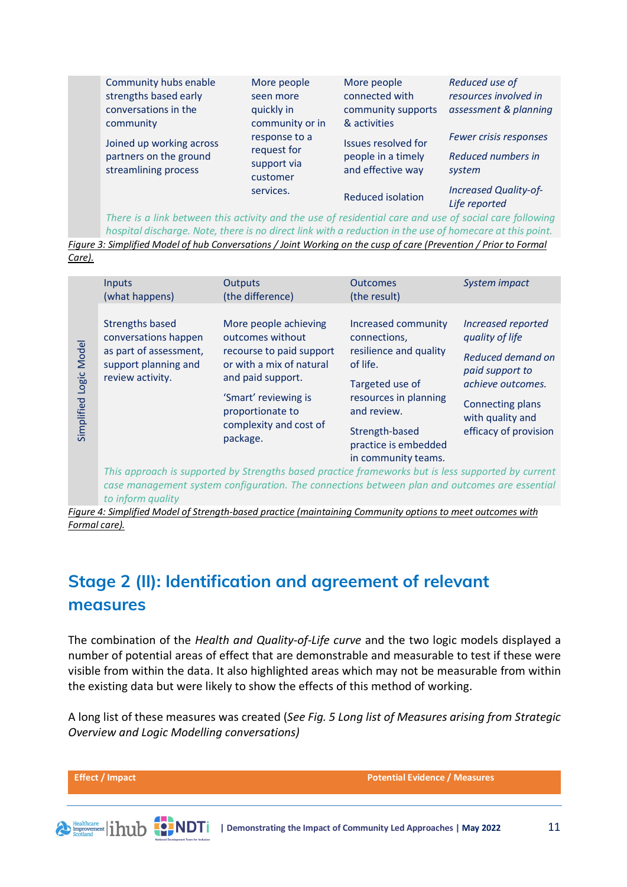| Community hubs enable strengths based early conversations in the community<br><br>Joined up working across partners on the ground streamlining process | More people seen more quickly in community or in response to a request for support via customer services. | More people connected with community supports & activities<br><br>Issues resolved for people in a timely and effective way<br><br>Reduced isolation | *Reduced use of resources involved in assessment & planning*<br><br>*Fewer crisis responses*<br><br>*Reduced numbers in system*<br><br>*Increased Quality-of-Life reported* |
|---|---|---|---|
| *There is a link between this activity and the use of residential care and use of social care following hospital discharge. Note, there is no direct link with a reduction in the use of homecare at this point.* | | | |

Figure 3: Simplified Model of hub Conversations / Joint Working on the cusp of care (Prevention / Prior to Formal Care).

| Simplified Logic Model | Inputs (what happens) | Outputs (the difference) | Outcomes (the result) | *System impact* |
|---|---|---|---|---|
| | Strengths based conversations happen as part of assessment, support planning and review activity. | More people achieving outcomes without recourse to paid support or with a mix of natural and paid support.<br><br>'Smart' reviewing is proportionate to complexity and cost of package. | Increased community connections, resilience and quality of life.<br><br>Targeted use of resources in planning and review.<br><br>Strength-based practice is embedded in community teams. | *Increased reported quality of life*<br><br>*Reduced demand on paid support to achieve outcomes.*<br><br>Connecting plans with quality and efficacy of provision |
| | *This approach is supported by Strengths based practice frameworks but is less supported by current case management system configuration. The connections between plan and outcomes are essential to inform quality* | | | |

Figure 4: Simplified Model of Strength-based practice (maintaining Community options to meet outcomes with Formal care).

## Stage 2 (II): Identification and agreement of relevant measures

The combination of the *Health and Quality-of-Life curve* and the two logic models displayed a number of potential areas of effect that are demonstrable and measurable to test if these were visible from within the data. It also highlighted areas which may not be measurable from within the existing data but were likely to show the effects of this method of working.

A long list of these measures was created (*See Fig. 5 Long list of Measures arising from Strategic Overview and Logic Modelling conversations)*

| Effect / Impact | Potential Evidence / Measures |
|---|---|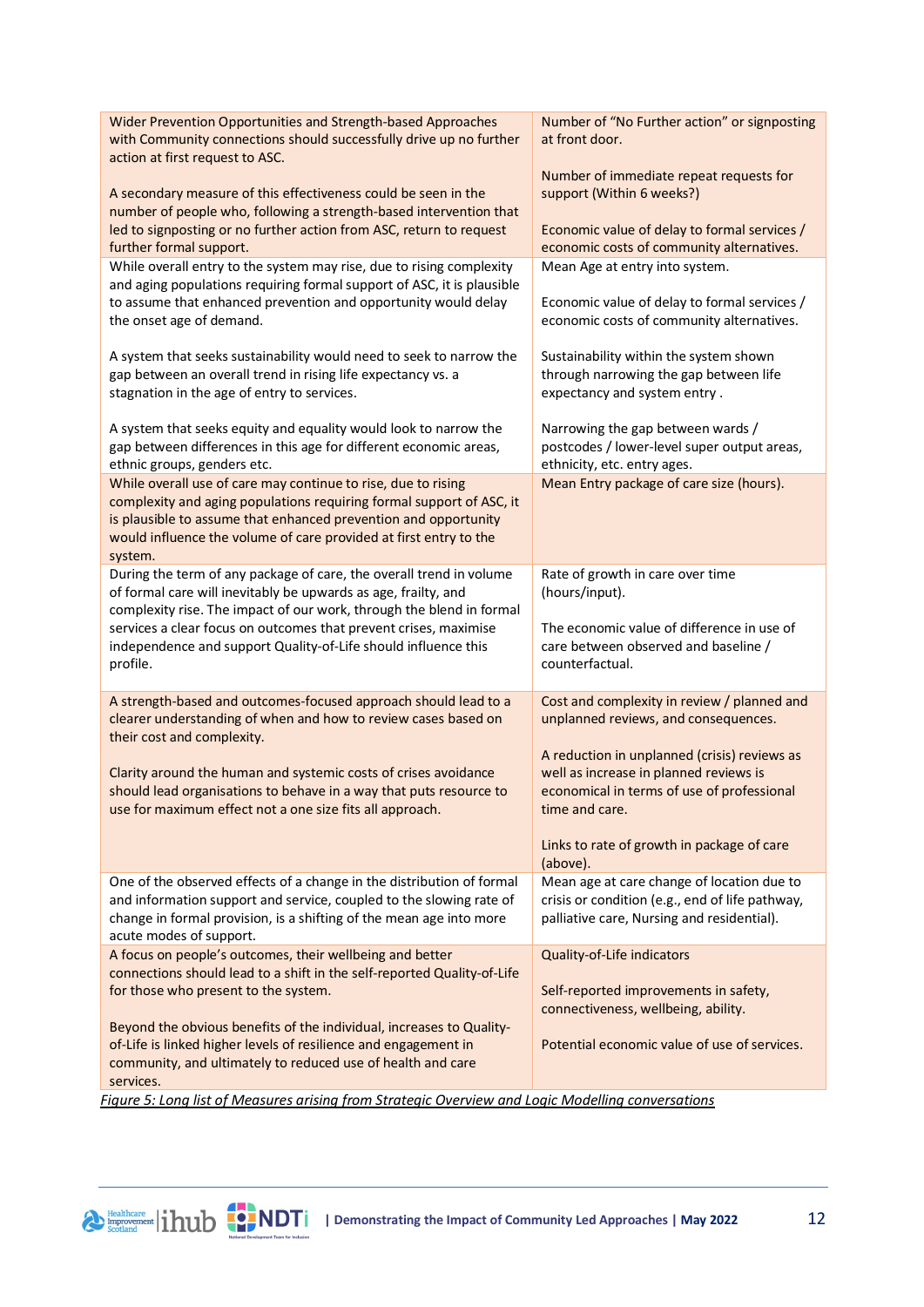| | |
|---|---|
| Wider Prevention Opportunities and Strength-based Approaches with Community connections should successfully drive up no further action at first request to ASC.<br><br>A secondary measure of this effectiveness could be seen in the number of people who, following a strength-based intervention that led to signposting or no further action from ASC, return to request further formal support. | Number of "No Further action" or signposting at front door.<br><br>Number of immediate repeat requests for support (Within 6 weeks?)<br><br>Economic value of delay to formal services / economic costs of community alternatives. |
| While overall entry to the system may rise, due to rising complexity and aging populations requiring formal support of ASC, it is plausible to assume that enhanced prevention and opportunity would delay the onset age of demand.<br><br>A system that seeks sustainability would need to seek to narrow the gap between an overall trend in rising life expectancy vs. a stagnation in the age of entry to services.<br><br>A system that seeks equity and equality would look to narrow the gap between differences in this age for different economic areas, ethnic groups, genders etc. | Mean Age at entry into system.<br><br>Economic value of delay to formal services / economic costs of community alternatives.<br><br>Sustainability within the system shown through narrowing the gap between life expectancy and system entry .<br><br>Narrowing the gap between wards / postcodes / lower-level super output areas, ethnicity, etc. entry ages. |
| While overall use of care may continue to rise, due to rising complexity and aging populations requiring formal support of ASC, it is plausible to assume that enhanced prevention and opportunity would influence the volume of care provided at first entry to the system. | Mean Entry package of care size (hours). |
| During the term of any package of care, the overall trend in volume of formal care will inevitably be upwards as age, frailty, and complexity rise. The impact of our work, through the blend in formal services a clear focus on outcomes that prevent crises, maximise independence and support Quality-of-Life should influence this profile. | Rate of growth in care over time (hours/input).<br><br>The economic value of difference in use of care between observed and baseline / counterfactual. |
| A strength-based and outcomes-focused approach should lead to a clearer understanding of when and how to review cases based on their cost and complexity.<br><br>Clarity around the human and systemic costs of crises avoidance should lead organisations to behave in a way that puts resource to use for maximum effect not a one size fits all approach. | Cost and complexity in review / planned and unplanned reviews, and consequences.<br><br>A reduction in unplanned (crisis) reviews as well as increase in planned reviews is economical in terms of use of professional time and care.<br><br>Links to rate of growth in package of care (above). |
| One of the observed effects of a change in the distribution of formal and information support and service, coupled to the slowing rate of change in formal provision, is a shifting of the mean age into more acute modes of support. | Mean age at care change of location due to crisis or condition (e.g., end of life pathway, palliative care, Nursing and residential). |
| A focus on people's outcomes, their wellbeing and better connections should lead to a shift in the self-reported Quality-of-Life for those who present to the system.<br><br>Beyond the obvious benefits of the individual, increases to Quality-of-Life is linked higher levels of resilience and engagement in community, and ultimately to reduced use of health and care services. | Quality-of-Life indicators<br><br>Self-reported improvements in safety, connectiveness, wellbeing, ability.<br><br>Potential economic value of use of services. |

*Figure 5: Long list of Measures arising from Strategic Overview and Logic Modelling conversations*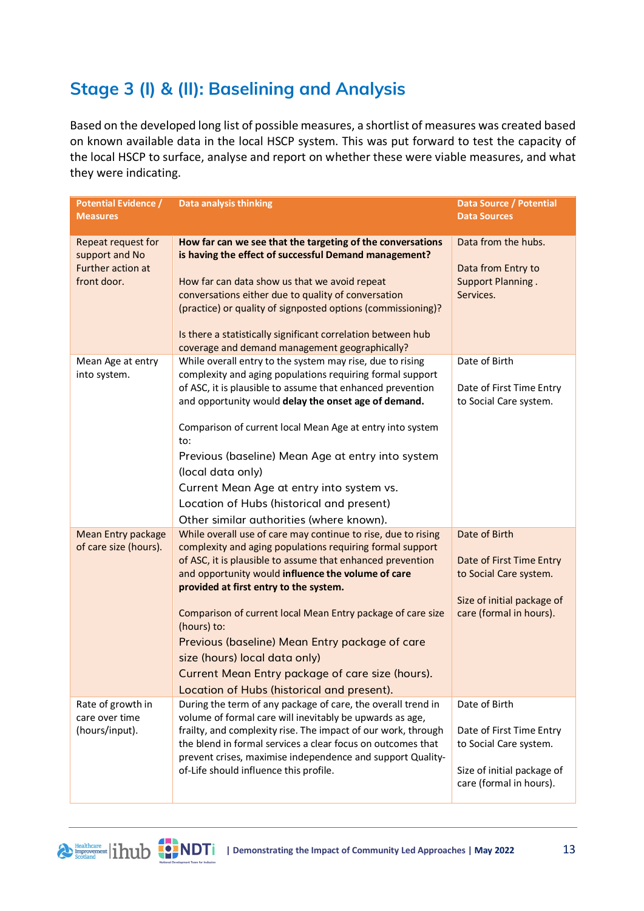## Stage 3 (I) & (II): Baselining and Analysis

Based on the developed long list of possible measures, a shortlist of measures was created based on known available data in the local HSCP system. This was put forward to test the capacity of the local HSCP to surface, analyse and report on whether these were viable measures, and what they were indicating.

| Potential Evidence / Measures | Data analysis thinking | Data Source / Potential Data Sources |
|---|---|---|
| Repeat request for support and No Further action at front door. | **How far can we see that the targeting of the conversations is having the effect of successful Demand management?**<br><br>How far can data show us that we avoid repeat conversations either due to quality of conversation (practice) or quality of signposted options (commissioning)?<br><br>Is there a statistically significant correlation between hub coverage and demand management geographically? | Data from the hubs.<br><br>Data from Entry to Support Planning . Services. |
| Mean Age at entry into system. | While overall entry to the system may rise, due to rising complexity and aging populations requiring formal support of ASC, it is plausible to assume that enhanced prevention and opportunity would **delay the onset age of demand.**<br><br>Comparison of current local Mean Age at entry into system to:<br>Previous (baseline) Mean Age at entry into system (local data only)<br>Current Mean Age at entry into system vs. Location of Hubs (historical and present)<br>Other similar authorities (where known). | Date of Birth<br><br>Date of First Time Entry to Social Care system. |
| Mean Entry package of care size (hours). | While overall use of care may continue to rise, due to rising complexity and aging populations requiring formal support of ASC, it is plausible to assume that enhanced prevention and opportunity would **influence the volume of care provided at first entry to the system.**<br><br>Comparison of current local Mean Entry package of care size (hours) to:<br>Previous (baseline) Mean Entry package of care size (hours) local data only)<br>Current Mean Entry package of care size (hours).<br>Location of Hubs (historical and present). | Date of Birth<br><br>Date of First Time Entry to Social Care system.<br><br>Size of initial package of care (formal in hours). |
| Rate of growth in care over time (hours/input). | During the term of any package of care, the overall trend in volume of formal care will inevitably be upwards as age, frailty, and complexity rise. The impact of our work, through the blend in formal services a clear focus on outcomes that prevent crises, maximise independence and support Quality-of-Life should influence this profile. | Date of Birth<br><br>Date of First Time Entry to Social Care system.<br><br>Size of initial package of care (formal in hours). |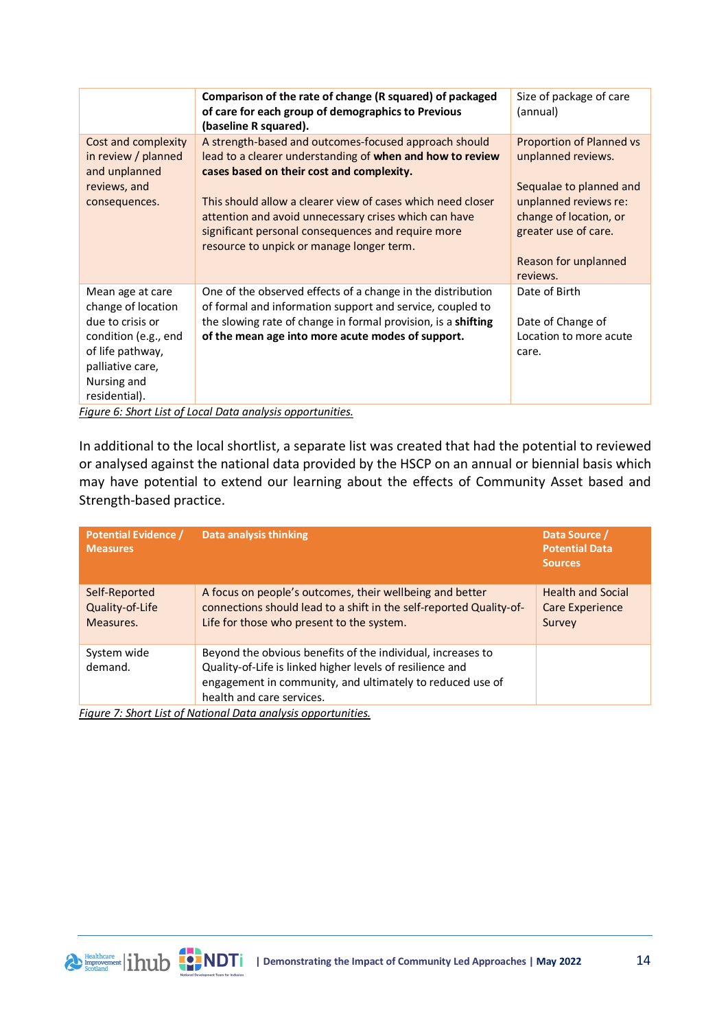| | | |
|---|---|---|
| | **Comparison of the rate of change (R squared) of packaged of care for each group of demographics to Previous (baseline R squared).** | Size of package of care (annual) |
| Cost and complexity in review / planned and unplanned reviews, and consequences. | A strength-based and outcomes-focused approach should lead to a clearer understanding of **when and how to review cases based on their cost and complexity.**<br><br>This should allow a clearer view of cases which need closer attention and avoid unnecessary crises which can have significant personal consequences and require more resource to unpick or manage longer term. | Proportion of Planned vs unplanned reviews.<br><br>Sequalae to planned and unplanned reviews re: change of location, or greater use of care.<br><br>Reason for unplanned reviews. |
| Mean age at care change of location due to crisis or condition (e.g., end of life pathway, palliative care, Nursing and residential). | One of the observed effects of a change in the distribution of formal and information support and service, coupled to the slowing rate of change in formal provision, is a **shifting of the mean age into more acute modes of support.** | Date of Birth<br><br>Date of Change of Location to more acute care. |

*Figure 6: Short List of Local Data analysis opportunities.*

In additional to the local shortlist, a separate list was created that had the potential to reviewed or analysed against the national data provided by the HSCP on an annual or biennial basis which may have potential to extend our learning about the effects of Community Asset based and Strength-based practice.

| Potential Evidence / Measures | Data analysis thinking | Data Source / Potential Data Sources |
|---|---|---|
| Self-Reported Quality-of-Life Measures. | A focus on people's outcomes, their wellbeing and better connections should lead to a shift in the self-reported Quality-of-Life for those who present to the system. | Health and Social Care Experience Survey |
| System wide demand. | Beyond the obvious benefits of the individual, increases to Quality-of-Life is linked higher levels of resilience and engagement in community, and ultimately to reduced use of health and care services. | |

*Figure 7: Short List of National Data analysis opportunities.*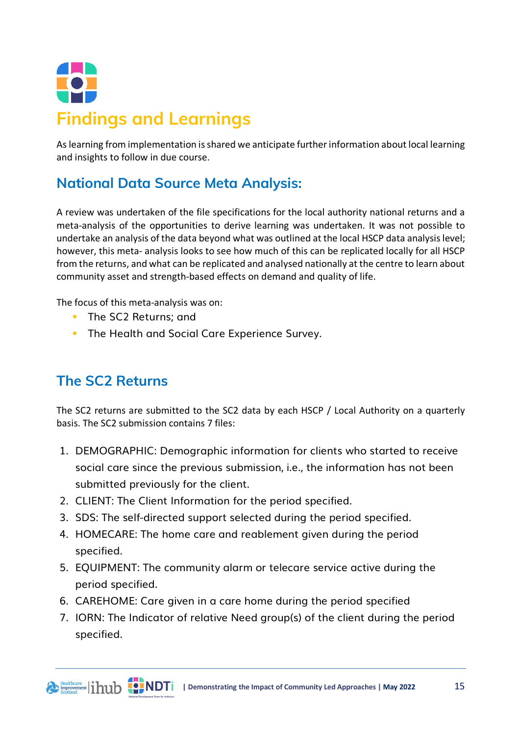# Findings and Learnings

As learning from implementation is shared we anticipate further information about local learning and insights to follow in due course.

## National Data Source Meta Analysis:

A review was undertaken of the file specifications for the local authority national returns and a meta-analysis of the opportunities to derive learning was undertaken. It was not possible to undertake an analysis of the data beyond what was outlined at the local HSCP data analysis level; however, this meta- analysis looks to see how much of this can be replicated locally for all HSCP from the returns, and what can be replicated and analysed nationally at the centre to learn about community asset and strength-based effects on demand and quality of life.

The focus of this meta-analysis was on:

- The SC2 Returns; and
- The Health and Social Care Experience Survey.

## The SC2 Returns

The SC2 returns are submitted to the SC2 data by each HSCP / Local Authority on a quarterly basis. The SC2 submission contains 7 files:

1. DEMOGRAPHIC: Demographic information for clients who started to receive social care since the previous submission, i.e., the information has not been submitted previously for the client.
2. CLIENT: The Client Information for the period specified.
3. SDS: The self-directed support selected during the period specified.
4. HOMECARE: The home care and reablement given during the period specified.
5. EQUIPMENT: The community alarm or telecare service active during the period specified.
6. CAREHOME: Care given in a care home during the period specified
7. IORN: The Indicator of relative Need group(s) of the client during the period specified.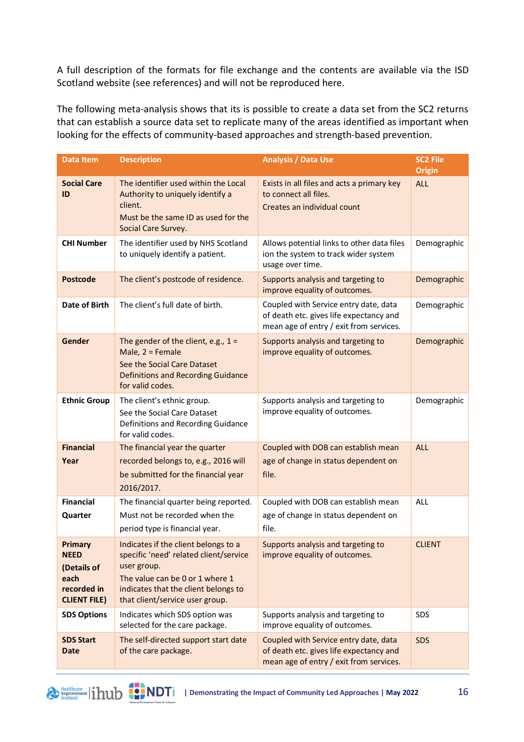A full description of the formats for file exchange and the contents are available via the ISD Scotland website (see references) and will not be reproduced here.

The following meta-analysis shows that its is possible to create a data set from the SC2 returns that can establish a source data set to replicate many of the areas identified as important when looking for the effects of community-based approaches and strength-based prevention.

| Data Item | Description | Analysis / Data Use | SC2 File Origin |
|---|---|---|---|
| **Social Care ID** | The identifier used within the Local Authority to uniquely identify a client.<br>Must be the same ID as used for the Social Care Survey. | Exists in all files and acts a primary key to connect all files.<br>Creates an individual count | ALL |
| **CHI Number** | The identifier used by NHS Scotland to uniquely identify a patient. | Allows potential links to other data files ion the system to track wider system usage over time. | Demographic |
| **Postcode** | The client's postcode of residence. | Supports analysis and targeting to improve equality of outcomes. | Demographic |
| **Date of Birth** | The client's full date of birth. | Coupled with Service entry date, data of death etc. gives life expectancy and mean age of entry / exit from services. | Demographic |
| **Gender** | The gender of the client, e.g., 1 = Male, 2 = Female<br>See the Social Care Dataset Definitions and Recording Guidance for valid codes. | Supports analysis and targeting to improve equality of outcomes. | Demographic |
| **Ethnic Group** | The client's ethnic group.<br>See the Social Care Dataset Definitions and Recording Guidance for valid codes. | Supports analysis and targeting to improve equality of outcomes. | Demographic |
| **Financial Year** | The financial year the quarter recorded belongs to, e.g., 2016 will be submitted for the financial year 2016/2017. | Coupled with DOB can establish mean age of change in status dependent on file. | ALL |
| **Financial Quarter** | The financial quarter being reported. Must not be recorded when the period type is financial year. | Coupled with DOB can establish mean age of change in status dependent on file. | ALL |
| **Primary NEED (Details of each recorded in CLIENT FILE)** | Indicates if the client belongs to a specific 'need' related client/service user group.<br>The value can be 0 or 1 where 1 indicates that the client belongs to that client/service user group. | Supports analysis and targeting to improve equality of outcomes. | CLIENT |
| **SDS Options** | Indicates which SDS option was selected for the care package. | Supports analysis and targeting to improve equality of outcomes. | SDS |
| **SDS Start Date** | The self-directed support start date of the care package. | Coupled with Service entry date, data of death etc. gives life expectancy and mean age of entry / exit from services. | SDS |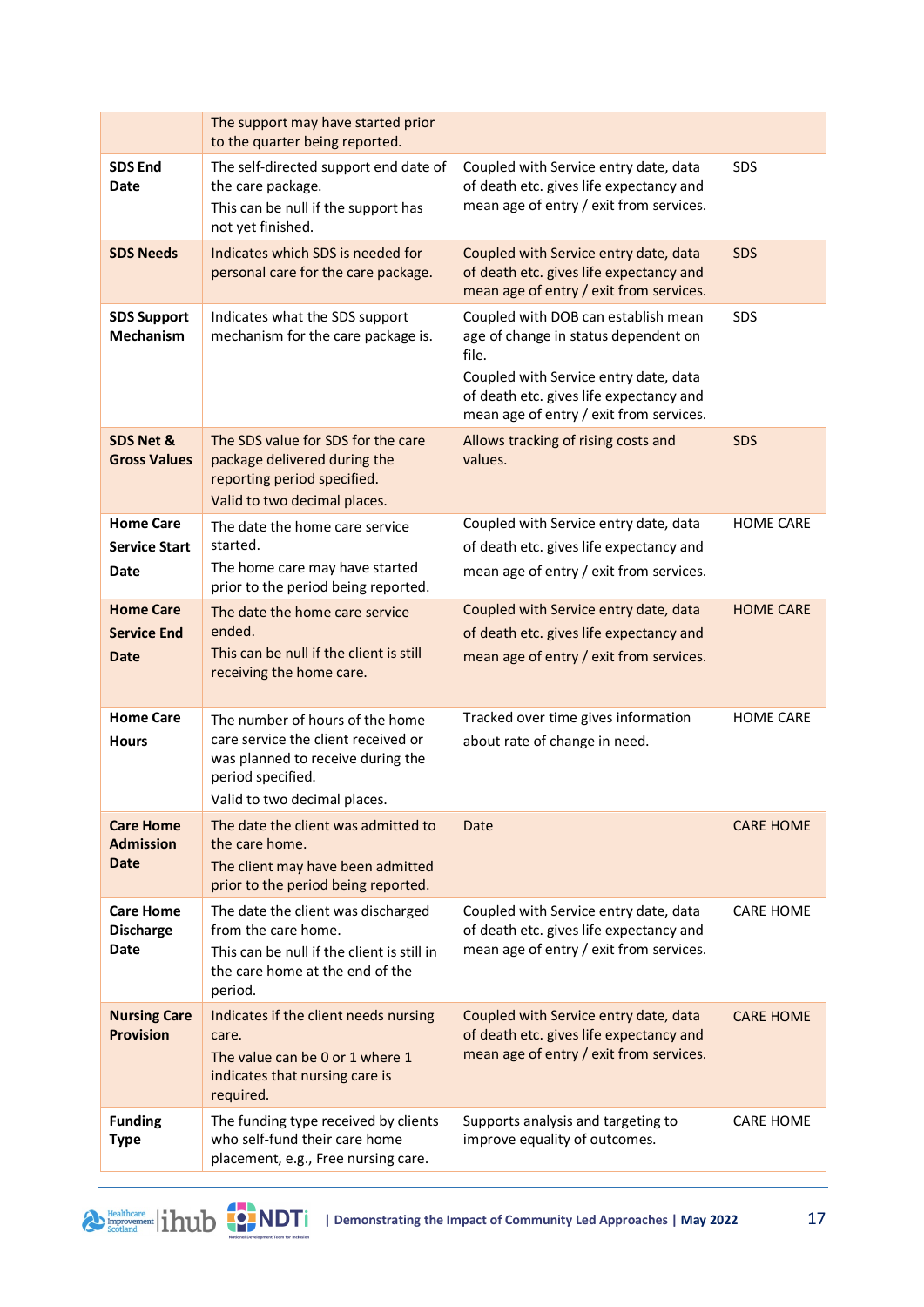| | | | |
|---|---|---|---|
| | The support may have started prior to the quarter being reported. | | |
| **SDS End Date** | The self-directed support end date of the care package.<br>This can be null if the support has not yet finished. | Coupled with Service entry date, data of death etc. gives life expectancy and mean age of entry / exit from services. | SDS |
| **SDS Needs** | Indicates which SDS is needed for personal care for the care package. | Coupled with Service entry date, data of death etc. gives life expectancy and mean age of entry / exit from services. | SDS |
| **SDS Support Mechanism** | Indicates what the SDS support mechanism for the care package is. | Coupled with DOB can establish mean age of change in status dependent on file.<br>Coupled with Service entry date, data of death etc. gives life expectancy and mean age of entry / exit from services. | SDS |
| **SDS Net & Gross Values** | The SDS value for SDS for the care package delivered during the reporting period specified.<br>Valid to two decimal places. | Allows tracking of rising costs and values. | SDS |
| **Home Care Service Start Date** | The date the home care service started.<br>The home care may have started prior to the period being reported. | Coupled with Service entry date, data of death etc. gives life expectancy and mean age of entry / exit from services. | HOME CARE |
| **Home Care Service End Date** | The date the home care service ended.<br>This can be null if the client is still receiving the home care. | Coupled with Service entry date, data of death etc. gives life expectancy and mean age of entry / exit from services. | HOME CARE |
| **Home Care Hours** | The number of hours of the home care service the client received or was planned to receive during the period specified.<br>Valid to two decimal places. | Tracked over time gives information about rate of change in need. | HOME CARE |
| **Care Home Admission Date** | The date the client was admitted to the care home.<br>The client may have been admitted prior to the period being reported. | Date | CARE HOME |
| **Care Home Discharge Date** | The date the client was discharged from the care home.<br>This can be null if the client is still in the care home at the end of the period. | Coupled with Service entry date, data of death etc. gives life expectancy and mean age of entry / exit from services. | CARE HOME |
| **Nursing Care Provision** | Indicates if the client needs nursing care.<br>The value can be 0 or 1 where 1 indicates that nursing care is required. | Coupled with Service entry date, data of death etc. gives life expectancy and mean age of entry / exit from services. | CARE HOME |
| **Funding Type** | The funding type received by clients who self-fund their care home placement, e.g., Free nursing care. | Supports analysis and targeting to improve equality of outcomes. | CARE HOME |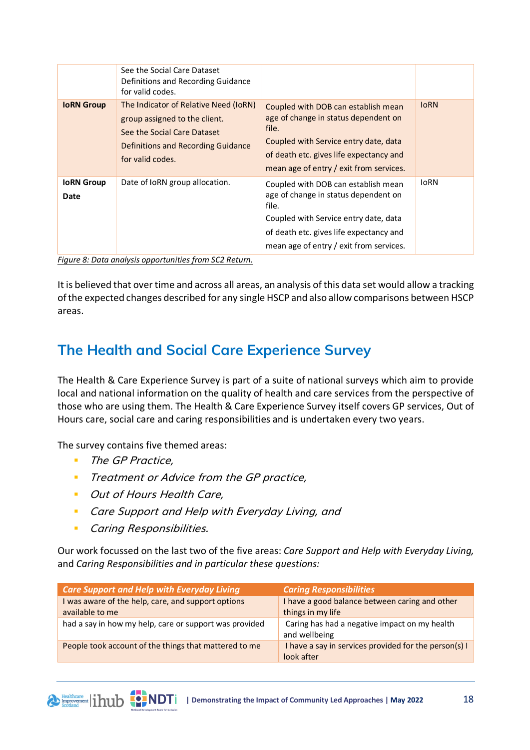|  | See the Social Care Dataset Definitions and Recording Guidance for valid codes. |  |  |
|---|---|---|---|
| **IoRN Group** | The Indicator of Relative Need (IoRN) group assigned to the client. See the Social Care Dataset Definitions and Recording Guidance for valid codes. | Coupled with DOB can establish mean age of change in status dependent on file. Coupled with Service entry date, data of death etc. gives life expectancy and mean age of entry / exit from services. | IoRN |
| **IoRN Group Date** | Date of IoRN group allocation. | Coupled with DOB can establish mean age of change in status dependent on file. Coupled with Service entry date, data of death etc. gives life expectancy and mean age of entry / exit from services. | IoRN |

*Figure 8: Data analysis opportunities from SC2 Return.*

It is believed that over time and across all areas, an analysis of this data set would allow a tracking of the expected changes described for any single HSCP and also allow comparisons between HSCP areas.

## The Health and Social Care Experience Survey

The Health & Care Experience Survey is part of a suite of national surveys which aim to provide local and national information on the quality of health and care services from the perspective of those who are using them. The Health & Care Experience Survey itself covers GP services, Out of Hours care, social care and caring responsibilities and is undertaken every two years.

The survey contains five themed areas:

- *The GP Practice,*
- *Treatment or Advice from the GP practice,*
- *Out of Hours Health Care,*
- *Care Support and Help with Everyday Living, and*
- *Caring Responsibilities.*

Our work focussed on the last two of the five areas: *Care Support and Help with Everyday Living,* and *Caring Responsibilities and in particular these questions:*

| *Care Support and Help with Everyday Living* | *Caring Responsibilities* |
|---|---|
| I was aware of the help, care, and support options available to me | I have a good balance between caring and other things in my life |
| had a say in how my help, care or support was provided | Caring has had a negative impact on my health and wellbeing |
| People took account of the things that mattered to me | I have a say in services provided for the person(s) I look after |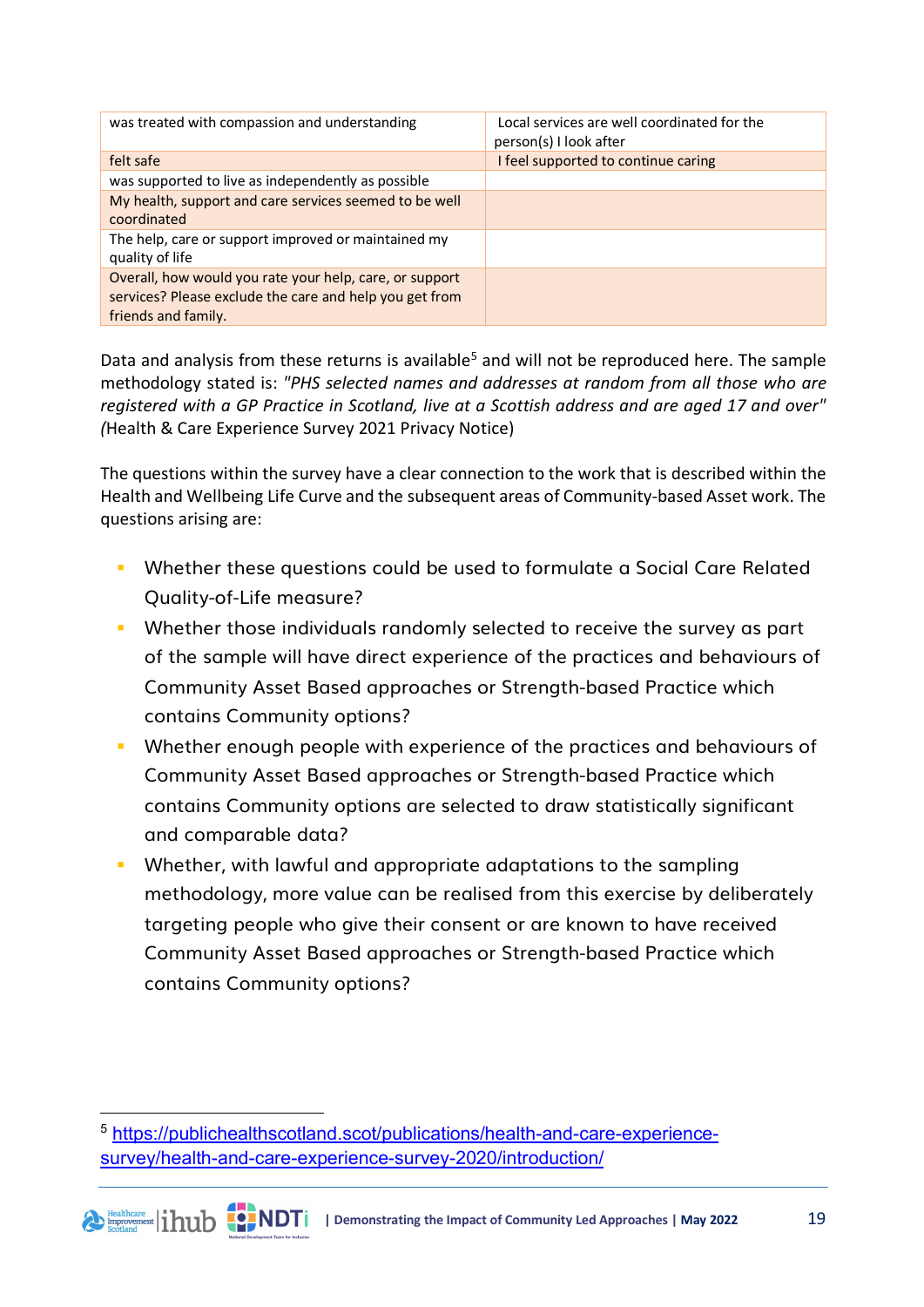| was treated with compassion and understanding | Local services are well coordinated for the person(s) I look after |
| --- | --- |
| felt safe | I feel supported to continue caring |
| was supported to live as independently as possible | |
| My health, support and care services seemed to be well coordinated | |
| The help, care or support improved or maintained my quality of life | |
| Overall, how would you rate your help, care, or support services? Please exclude the care and help you get from friends and family. | |

Data and analysis from these returns is available[5] and will not be reproduced here. The sample methodology stated is: *"PHS selected names and addresses at random from all those who are registered with a GP Practice in Scotland, live at a Scottish address and are aged 17 and over" (*Health & Care Experience Survey 2021 Privacy Notice)

The questions within the survey have a clear connection to the work that is described within the Health and Wellbeing Life Curve and the subsequent areas of Community-based Asset work. The questions arising are:

- Whether these questions could be used to formulate a Social Care Related Quality-of-Life measure?
- Whether those individuals randomly selected to receive the survey as part of the sample will have direct experience of the practices and behaviours of Community Asset Based approaches or Strength-based Practice which contains Community options?
- Whether enough people with experience of the practices and behaviours of Community Asset Based approaches or Strength-based Practice which contains Community options are selected to draw statistically significant and comparable data?
- Whether, with lawful and appropriate adaptations to the sampling methodology, more value can be realised from this exercise by deliberately targeting people who give their consent or are known to have received Community Asset Based approaches or Strength-based Practice which contains Community options?

[5] https://publichealthscotland.scot/publications/health-and-care-experience-survey/health-and-care-experience-survey-2020/introduction/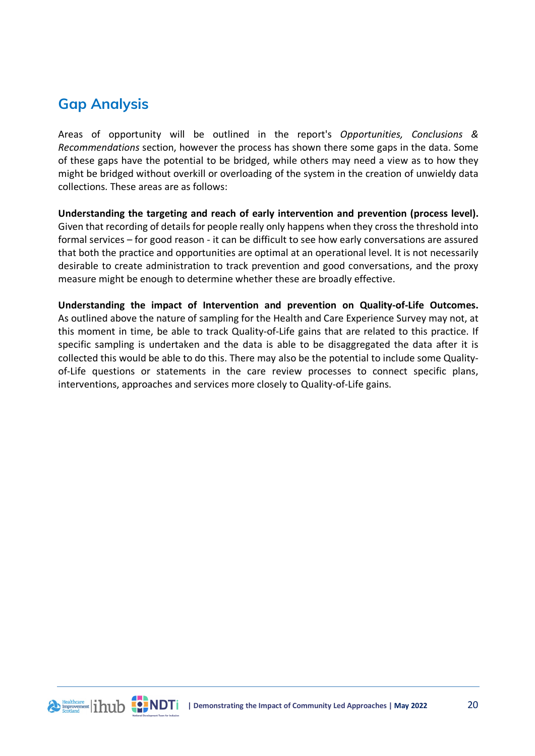## Gap Analysis

Areas of opportunity will be outlined in the report's *Opportunities, Conclusions & Recommendations* section, however the process has shown there some gaps in the data. Some of these gaps have the potential to be bridged, while others may need a view as to how they might be bridged without overkill or overloading of the system in the creation of unwieldy data collections. These areas are as follows:

**Understanding the targeting and reach of early intervention and prevention (process level).** Given that recording of details for people really only happens when they cross the threshold into formal services – for good reason - it can be difficult to see how early conversations are assured that both the practice and opportunities are optimal at an operational level. It is not necessarily desirable to create administration to track prevention and good conversations, and the proxy measure might be enough to determine whether these are broadly effective.

**Understanding the impact of Intervention and prevention on Quality-of-Life Outcomes.** As outlined above the nature of sampling for the Health and Care Experience Survey may not, at this moment in time, be able to track Quality-of-Life gains that are related to this practice. If specific sampling is undertaken and the data is able to be disaggregated the data after it is collected this would be able to do this. There may also be the potential to include some Quality-of-Life questions or statements in the care review processes to connect specific plans, interventions, approaches and services more closely to Quality-of-Life gains.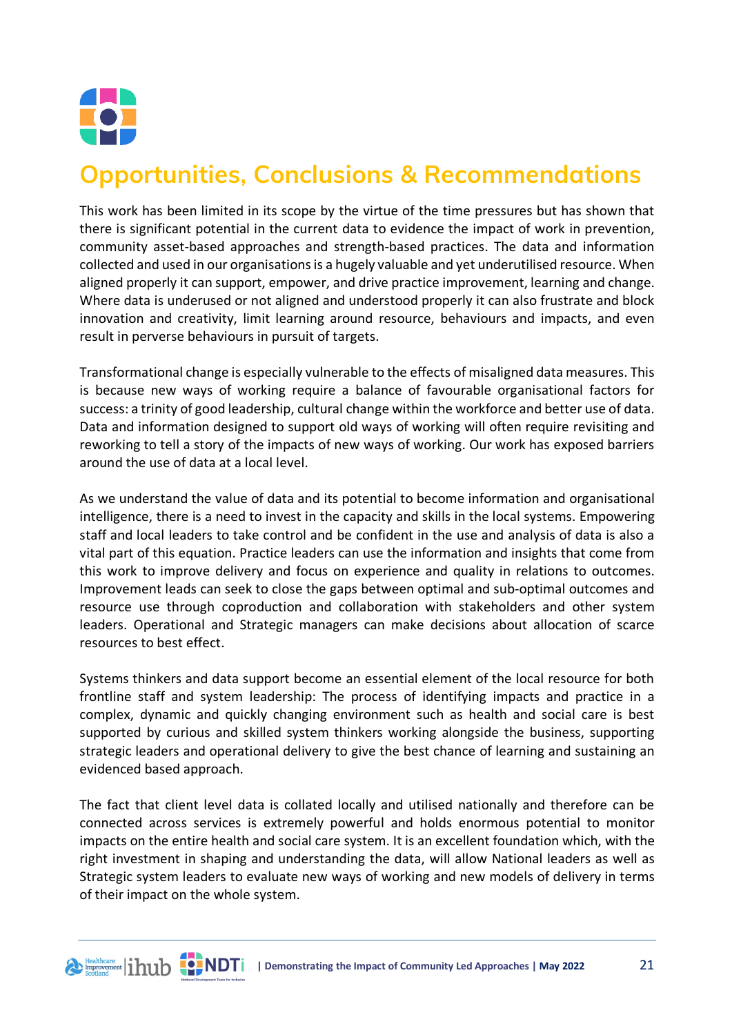# Opportunities, Conclusions & Recommendations

This work has been limited in its scope by the virtue of the time pressures but has shown that there is significant potential in the current data to evidence the impact of work in prevention, community asset-based approaches and strength-based practices. The data and information collected and used in our organisations is a hugely valuable and yet underutilised resource. When aligned properly it can support, empower, and drive practice improvement, learning and change. Where data is underused or not aligned and understood properly it can also frustrate and block innovation and creativity, limit learning around resource, behaviours and impacts, and even result in perverse behaviours in pursuit of targets.

Transformational change is especially vulnerable to the effects of misaligned data measures. This is because new ways of working require a balance of favourable organisational factors for success: a trinity of good leadership, cultural change within the workforce and better use of data. Data and information designed to support old ways of working will often require revisiting and reworking to tell a story of the impacts of new ways of working. Our work has exposed barriers around the use of data at a local level.

As we understand the value of data and its potential to become information and organisational intelligence, there is a need to invest in the capacity and skills in the local systems. Empowering staff and local leaders to take control and be confident in the use and analysis of data is also a vital part of this equation. Practice leaders can use the information and insights that come from this work to improve delivery and focus on experience and quality in relations to outcomes. Improvement leads can seek to close the gaps between optimal and sub-optimal outcomes and resource use through coproduction and collaboration with stakeholders and other system leaders. Operational and Strategic managers can make decisions about allocation of scarce resources to best effect.

Systems thinkers and data support become an essential element of the local resource for both frontline staff and system leadership: The process of identifying impacts and practice in a complex, dynamic and quickly changing environment such as health and social care is best supported by curious and skilled system thinkers working alongside the business, supporting strategic leaders and operational delivery to give the best chance of learning and sustaining an evidenced based approach.

The fact that client level data is collated locally and utilised nationally and therefore can be connected across services is extremely powerful and holds enormous potential to monitor impacts on the entire health and social care system. It is an excellent foundation which, with the right investment in shaping and understanding the data, will allow National leaders as well as Strategic system leaders to evaluate new ways of working and new models of delivery in terms of their impact on the whole system.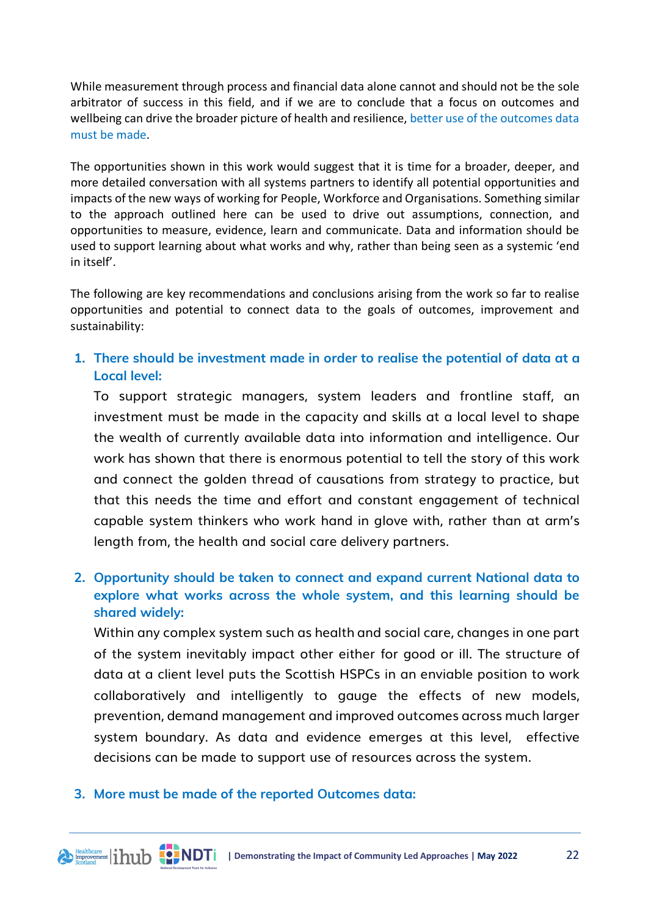While measurement through process and financial data alone cannot and should not be the sole arbitrator of success in this field, and if we are to conclude that a focus on outcomes and wellbeing can drive the broader picture of health and resilience, better use of the outcomes data must be made.

The opportunities shown in this work would suggest that it is time for a broader, deeper, and more detailed conversation with all systems partners to identify all potential opportunities and impacts of the new ways of working for People, Workforce and Organisations. Something similar to the approach outlined here can be used to drive out assumptions, connection, and opportunities to measure, evidence, learn and communicate. Data and information should be used to support learning about what works and why, rather than being seen as a systemic 'end in itself'.

The following are key recommendations and conclusions arising from the work so far to realise opportunities and potential to connect data to the goals of outcomes, improvement and sustainability:

1. **There should be investment made in order to realise the potential of data at a Local level:**

   To support strategic managers, system leaders and frontline staff, an investment must be made in the capacity and skills at a local level to shape the wealth of currently available data into information and intelligence. Our work has shown that there is enormous potential to tell the story of this work and connect the golden thread of causations from strategy to practice, but that this needs the time and effort and constant engagement of technical capable system thinkers who work hand in glove with, rather than at arm's length from, the health and social care delivery partners.

2. **Opportunity should be taken to connect and expand current National data to explore what works across the whole system, and this learning should be shared widely:**

   Within any complex system such as health and social care, changes in one part of the system inevitably impact other either for good or ill. The structure of data at a client level puts the Scottish HSPCs in an enviable position to work collaboratively and intelligently to gauge the effects of new models, prevention, demand management and improved outcomes across much larger system boundary. As data and evidence emerges at this level, effective decisions can be made to support use of resources across the system.

3. **More must be made of the reported Outcomes data:**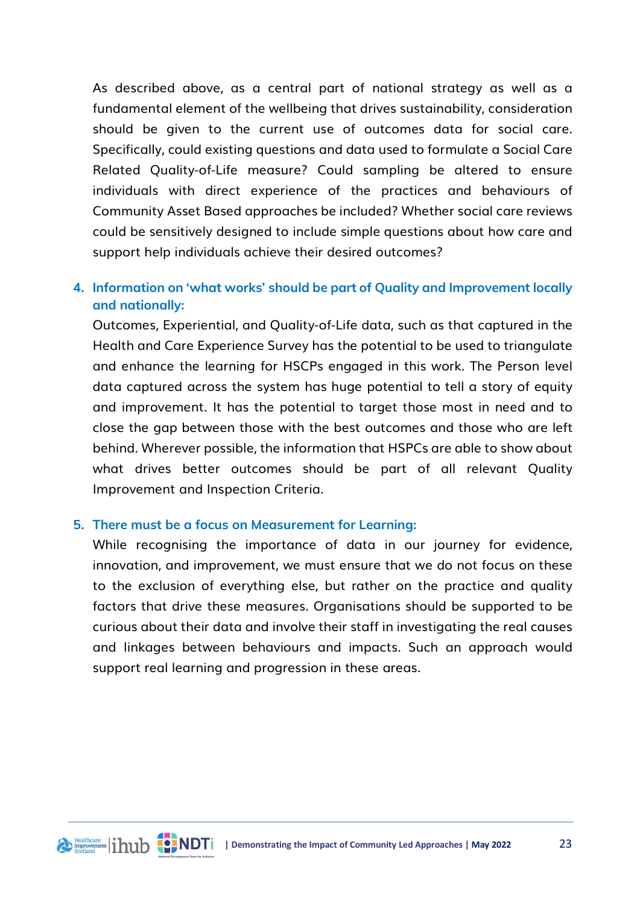As described above, as a central part of national strategy as well as a fundamental element of the wellbeing that drives sustainability, consideration should be given to the current use of outcomes data for social care. Specifically, could existing questions and data used to formulate a Social Care Related Quality-of-Life measure? Could sampling be altered to ensure individuals with direct experience of the practices and behaviours of Community Asset Based approaches be included? Whether social care reviews could be sensitively designed to include simple questions about how care and support help individuals achieve their desired outcomes?

4. **Information on 'what works' should be part of Quality and Improvement locally and nationally:**
   Outcomes, Experiential, and Quality-of-Life data, such as that captured in the Health and Care Experience Survey has the potential to be used to triangulate and enhance the learning for HSCPs engaged in this work. The Person level data captured across the system has huge potential to tell a story of equity and improvement. It has the potential to target those most in need and to close the gap between those with the best outcomes and those who are left behind. Wherever possible, the information that HSPCs are able to show about what drives better outcomes should be part of all relevant Quality Improvement and Inspection Criteria.

5. **There must be a focus on Measurement for Learning:**
   While recognising the importance of data in our journey for evidence, innovation, and improvement, we must ensure that we do not focus on these to the exclusion of everything else, but rather on the practice and quality factors that drive these measures. Organisations should be supported to be curious about their data and involve their staff in investigating the real causes and linkages between behaviours and impacts. Such an approach would support real learning and progression in these areas.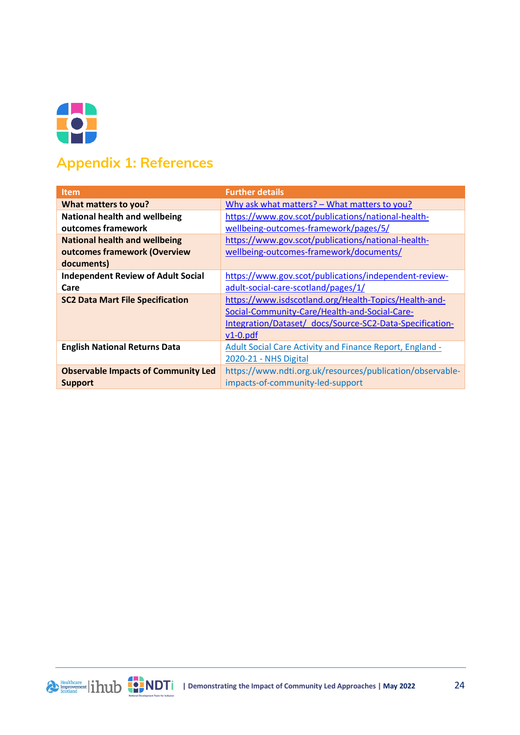# Appendix 1: References

| Item | Further details |
| --- | --- |
| **What matters to you?** | Why ask what matters? – What matters to you? |
| **National health and wellbeing outcomes framework** | https://www.gov.scot/publications/national-health-wellbeing-outcomes-framework/pages/5/ |
| **National health and wellbeing outcomes framework (Overview documents)** | https://www.gov.scot/publications/national-health-wellbeing-outcomes-framework/documents/ |
| **Independent Review of Adult Social Care** | https://www.gov.scot/publications/independent-review-adult-social-care-scotland/pages/1/ |
| **SC2 Data Mart File Specification** | https://www.isdscotland.org/Health-Topics/Health-and-Social-Community-Care/Health-and-Social-Care-Integration/Dataset/_docs/Source-SC2-Data-Specification-v1-0.pdf |
| **English National Returns Data** | Adult Social Care Activity and Finance Report, England - 2020-21 - NHS Digital |
| **Observable Impacts of Community Led Support** | https://www.ndti.org.uk/resources/publication/observable-impacts-of-community-led-support |